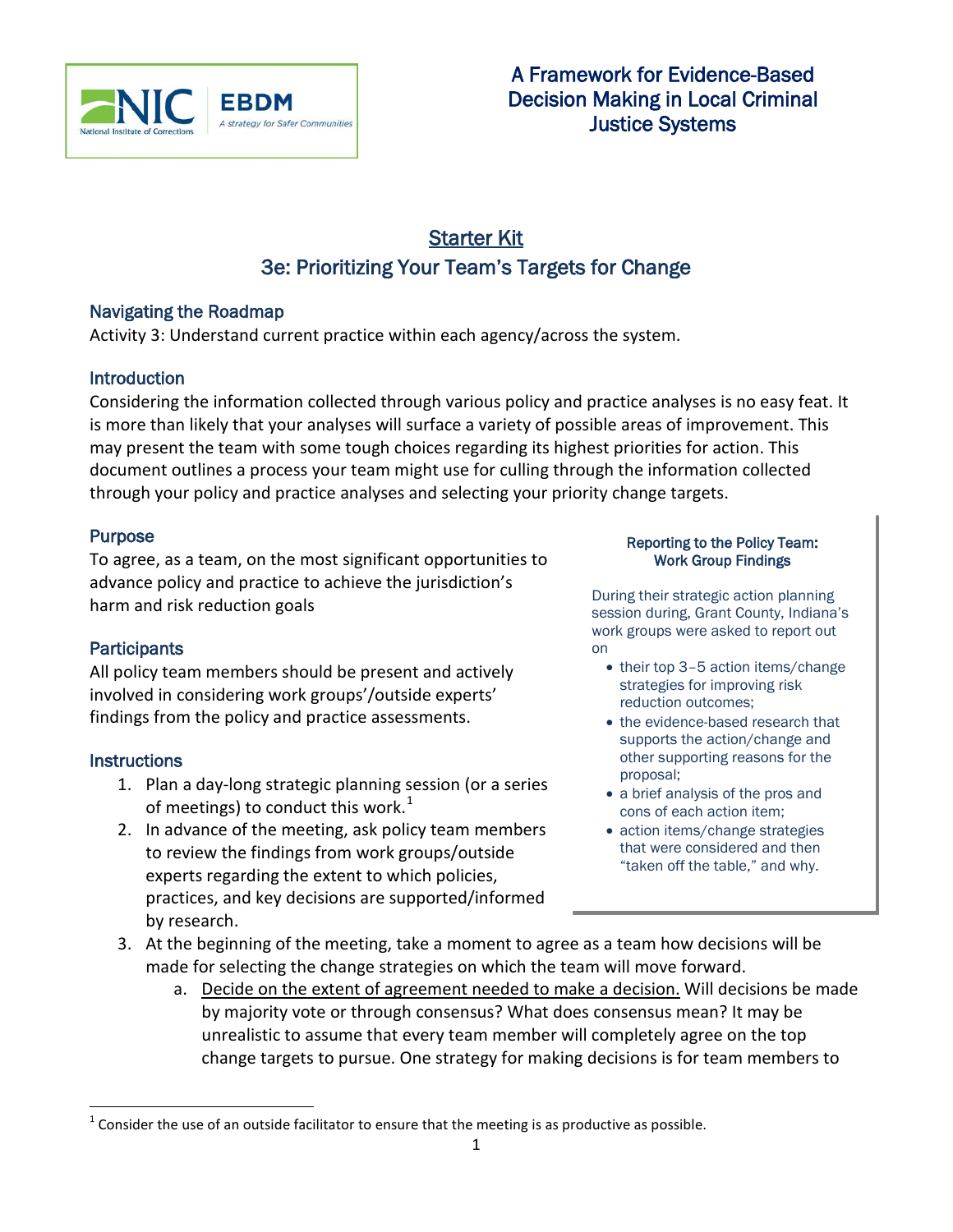A Framework for Evidence-Based Decision Making in Local Criminal Justice Systems

# Starter Kit

## 3e: Prioritizing Your Team's Targets for Change

### Navigating the Roadmap

Activity 3: Understand current practice within each agency/across the system.

### Introduction

Considering the information collected through various policy and practice analyses is no easy feat. It is more than likely that your analyses will surface a variety of possible areas of improvement. This may present the team with some tough choices regarding its highest priorities for action. This document outlines a process your team might use for culling through the information collected through your policy and practice analyses and selecting your priority change targets.

### Purpose

To agree, as a team, on the most significant opportunities to advance policy and practice to achieve the jurisdiction's harm and risk reduction goals

### Participants

All policy team members should be present and actively involved in considering work groups'/outside experts' findings from the policy and practice assessments.

> **Reporting to the Policy Team: Work Group Findings**
>
> During their strategic action planning session during, Grant County, Indiana's work groups were asked to report out on
>
> - their top 3–5 action items/change strategies for improving risk reduction outcomes;
> - the evidence-based research that supports the action/change and other supporting reasons for the proposal;
> - a brief analysis of the pros and cons of each action item;
> - action items/change strategies that were considered and then "taken off the table," and why.

### Instructions

1. Plan a day-long strategic planning session (or a series of meetings) to conduct this work.[1]
2. In advance of the meeting, ask policy team members to review the findings from work groups/outside experts regarding the extent to which policies, practices, and key decisions are supported/informed by research.
3. At the beginning of the meeting, take a moment to agree as a team how decisions will be made for selecting the change strategies on which the team will move forward.
   a. Decide on the extent of agreement needed to make a decision. Will decisions be made by majority vote or through consensus? What does consensus mean? It may be unrealistic to assume that every team member will completely agree on the top change targets to pursue. One strategy for making decisions is for team members to

[1] Consider the use of an outside facilitator to ensure that the meeting is as productive as possible.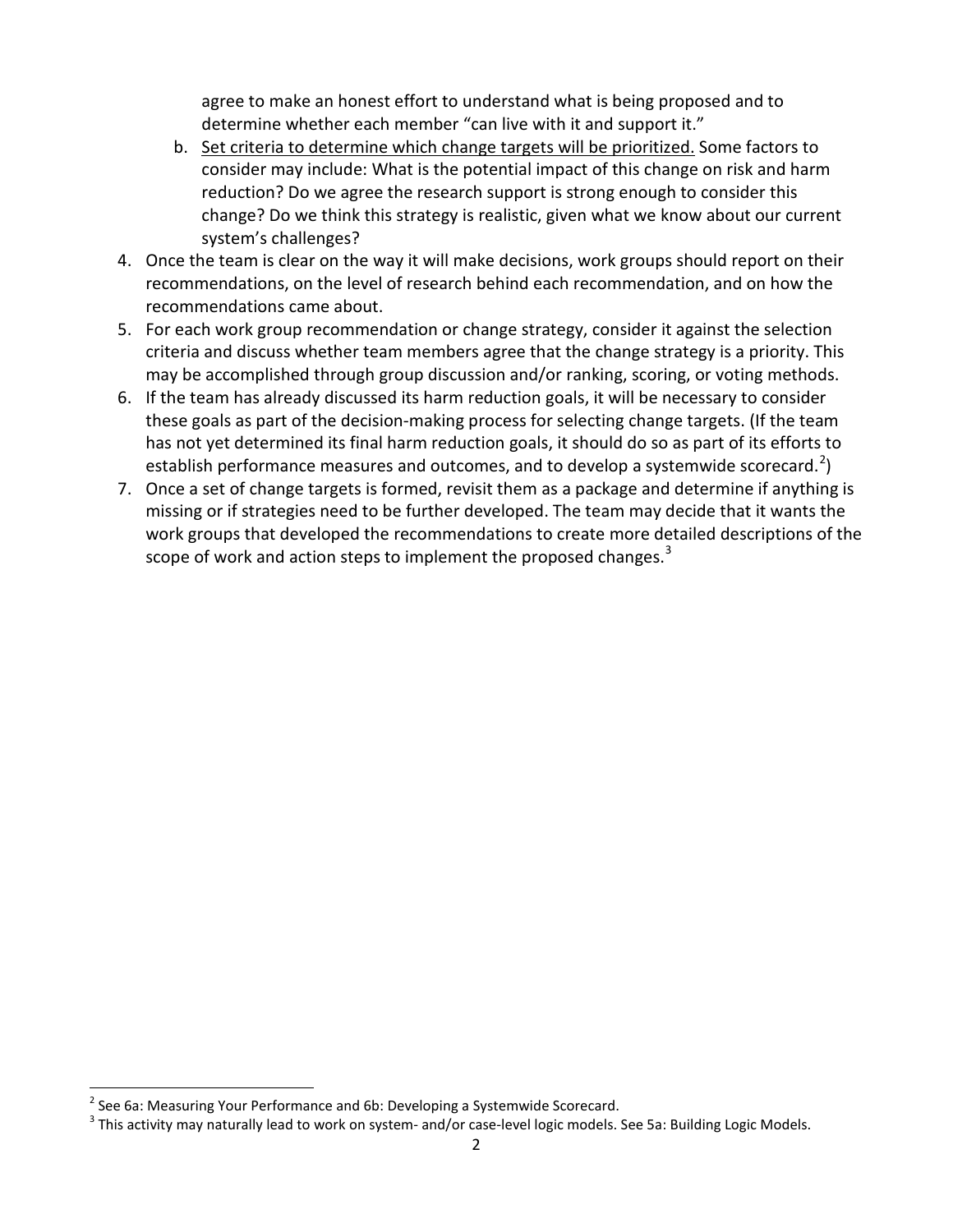agree to make an honest effort to understand what is being proposed and to determine whether each member "can live with it and support it."

   b. <u>Set criteria to determine which change targets will be prioritized.</u> Some factors to consider may include: What is the potential impact of this change on risk and harm reduction? Do we agree the research support is strong enough to consider this change? Do we think this strategy is realistic, given what we know about our current system's challenges?

4. Once the team is clear on the way it will make decisions, work groups should report on their recommendations, on the level of research behind each recommendation, and on how the recommendations came about.
5. For each work group recommendation or change strategy, consider it against the selection criteria and discuss whether team members agree that the change strategy is a priority. This may be accomplished through group discussion and/or ranking, scoring, or voting methods.
6. If the team has already discussed its harm reduction goals, it will be necessary to consider these goals as part of the decision-making process for selecting change targets. (If the team has not yet determined its final harm reduction goals, it should do so as part of its efforts to establish performance measures and outcomes, and to develop a systemwide scorecard.[2])
7. Once a set of change targets is formed, revisit them as a package and determine if anything is missing or if strategies need to be further developed. The team may decide that it wants the work groups that developed the recommendations to create more detailed descriptions of the scope of work and action steps to implement the proposed changes.[3]

---

[2] See 6a: Measuring Your Performance and 6b: Developing a Systemwide Scorecard.

[3] This activity may naturally lead to work on system- and/or case-level logic models. See 5a: Building Logic Models.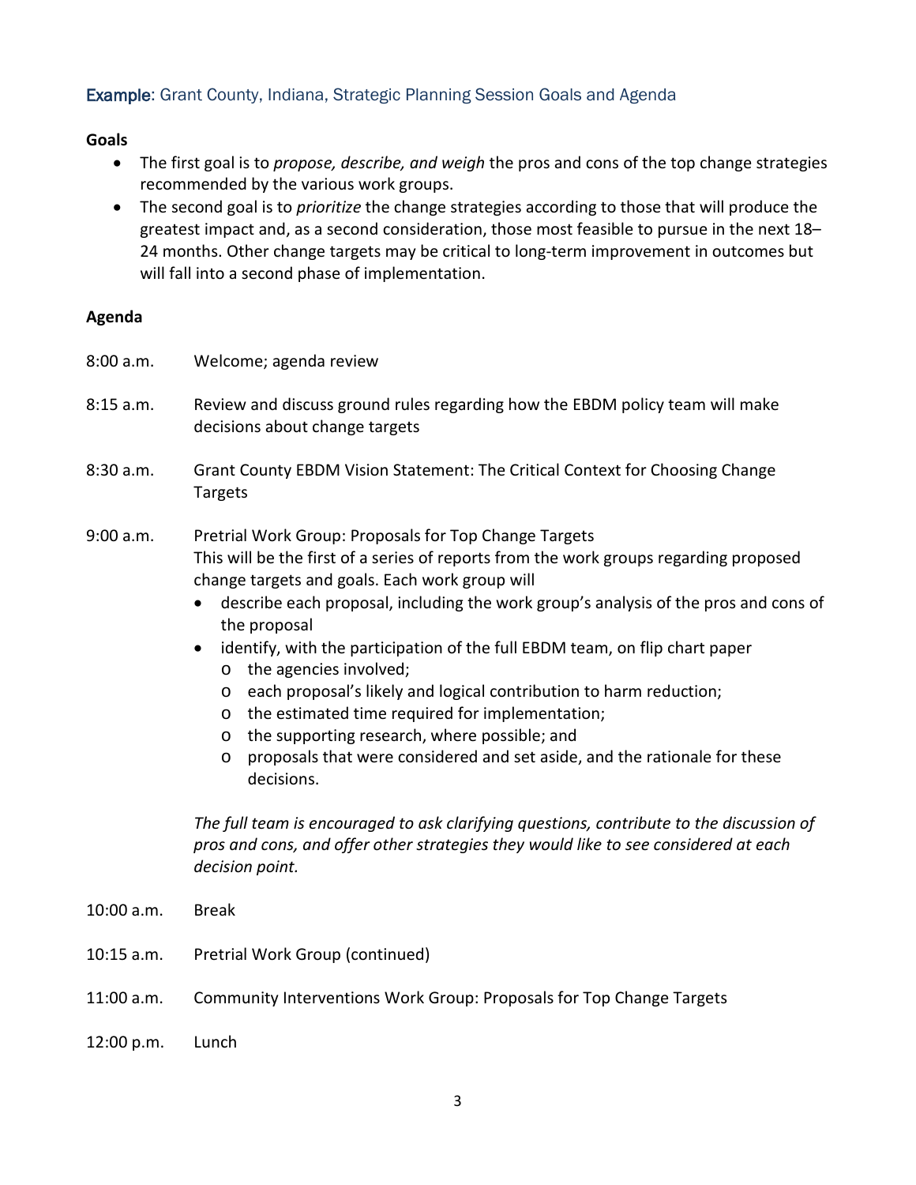### **Example**: Grant County, Indiana, Strategic Planning Session Goals and Agenda

**Goals**

- The first goal is to *propose, describe, and weigh* the pros and cons of the top change strategies recommended by the various work groups.
- The second goal is to *prioritize* the change strategies according to those that will produce the greatest impact and, as a second consideration, those most feasible to pursue in the next 18–24 months. Other change targets may be critical to long-term improvement in outcomes but will fall into a second phase of implementation.

**Agenda**

8:00 a.m. Welcome; agenda review

8:15 a.m. Review and discuss ground rules regarding how the EBDM policy team will make decisions about change targets

8:30 a.m. Grant County EBDM Vision Statement: The Critical Context for Choosing Change Targets

9:00 a.m. Pretrial Work Group: Proposals for Top Change Targets
This will be the first of a series of reports from the work groups regarding proposed change targets and goals. Each work group will

- describe each proposal, including the work group's analysis of the pros and cons of the proposal
- identify, with the participation of the full EBDM team, on flip chart paper
  - the agencies involved;
  - each proposal's likely and logical contribution to harm reduction;
  - the estimated time required for implementation;
  - the supporting research, where possible; and
  - proposals that were considered and set aside, and the rationale for these decisions.

*The full team is encouraged to ask clarifying questions, contribute to the discussion of pros and cons, and offer other strategies they would like to see considered at each decision point.*

10:00 a.m. Break

10:15 a.m. Pretrial Work Group (continued)

11:00 a.m. Community Interventions Work Group: Proposals for Top Change Targets

12:00 p.m. Lunch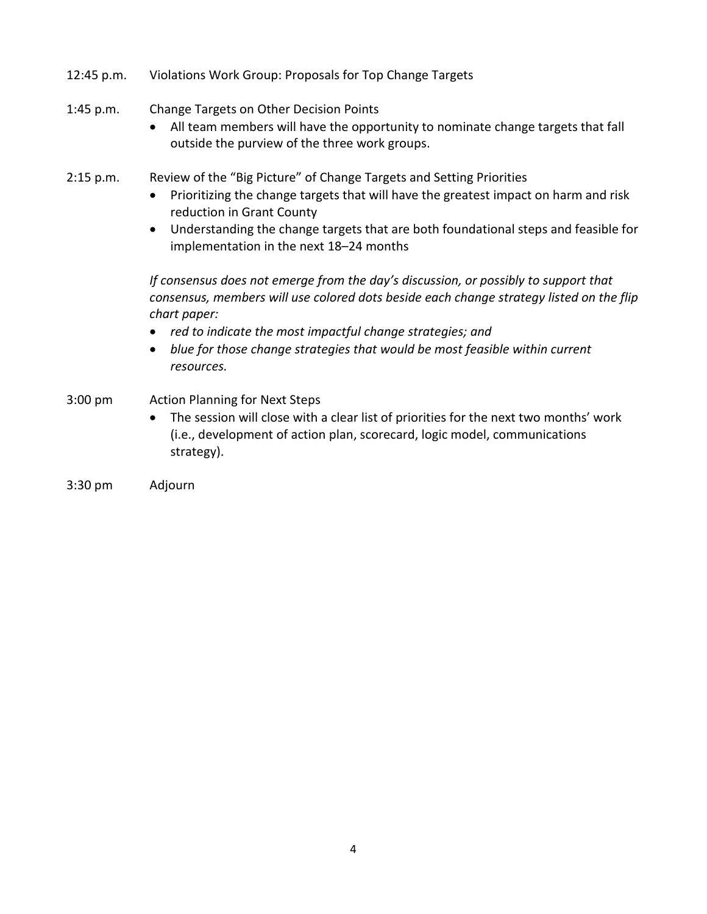12:45 p.m. Violations Work Group: Proposals for Top Change Targets

1:45 p.m. Change Targets on Other Decision Points

- All team members will have the opportunity to nominate change targets that fall outside the purview of the three work groups.

2:15 p.m. Review of the "Big Picture" of Change Targets and Setting Priorities

- Prioritizing the change targets that will have the greatest impact on harm and risk reduction in Grant County
- Understanding the change targets that are both foundational steps and feasible for implementation in the next 18–24 months

*If consensus does not emerge from the day's discussion, or possibly to support that consensus, members will use colored dots beside each change strategy listed on the flip chart paper:*

- *red to indicate the most impactful change strategies; and*
- *blue for those change strategies that would be most feasible within current resources.*

3:00 pm Action Planning for Next Steps

- The session will close with a clear list of priorities for the next two months' work (i.e., development of action plan, scorecard, logic model, communications strategy).

3:30 pm Adjourn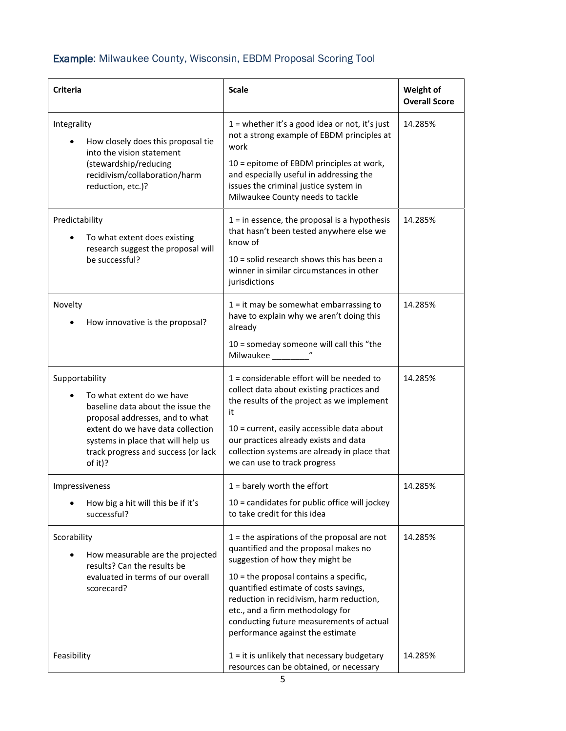## **Example**: Milwaukee County, Wisconsin, EBDM Proposal Scoring Tool

| Criteria | Scale | Weight of Overall Score |
|---|---|---|
| Integrality<br>• How closely does this proposal tie into the vision statement (stewardship/reducing recidivism/collaboration/harm reduction, etc.)? | 1 = whether it's a good idea or not, it's just not a strong example of EBDM principles at work<br>10 = epitome of EBDM principles at work, and especially useful in addressing the issues the criminal justice system in Milwaukee County needs to tackle | 14.285% |
| Predictability<br>• To what extent does existing research suggest the proposal will be successful? | 1 = in essence, the proposal is a hypothesis that hasn't been tested anywhere else we know of<br>10 = solid research shows this has been a winner in similar circumstances in other jurisdictions | 14.285% |
| Novelty<br>• How innovative is the proposal? | 1 = it may be somewhat embarrassing to have to explain why we aren't doing this already<br>10 = someday someone will call this "the Milwaukee ________" | 14.285% |
| Supportability<br>• To what extent do we have baseline data about the issue the proposal addresses, and to what extent do we have data collection systems in place that will help us track progress and success (or lack of it)? | 1 = considerable effort will be needed to collect data about existing practices and the results of the project as we implement it<br>10 = current, easily accessible data about our practices already exists and data collection systems are already in place that we can use to track progress | 14.285% |
| Impressiveness<br>• How big a hit will this be if it's successful? | 1 = barely worth the effort<br>10 = candidates for public office will jockey to take credit for this idea | 14.285% |
| Scorability<br>• How measurable are the projected results? Can the results be evaluated in terms of our overall scorecard? | 1 = the aspirations of the proposal are not quantified and the proposal makes no suggestion of how they might be<br>10 = the proposal contains a specific, quantified estimate of costs savings, reduction in recidivism, harm reduction, etc., and a firm methodology for conducting future measurements of actual performance against the estimate | 14.285% |
| Feasibility | 1 = it is unlikely that necessary budgetary resources can be obtained, or necessary | 14.285% |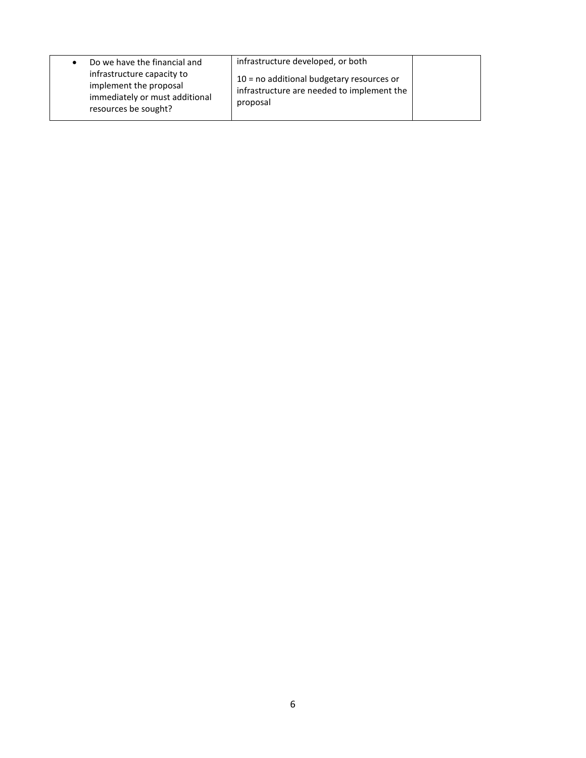| | | |
|---|---|---|
| • Do we have the financial and infrastructure capacity to implement the proposal immediately or must additional resources be sought? | infrastructure developed, or both<br><br>10 = no additional budgetary resources or infrastructure are needed to implement the proposal | |